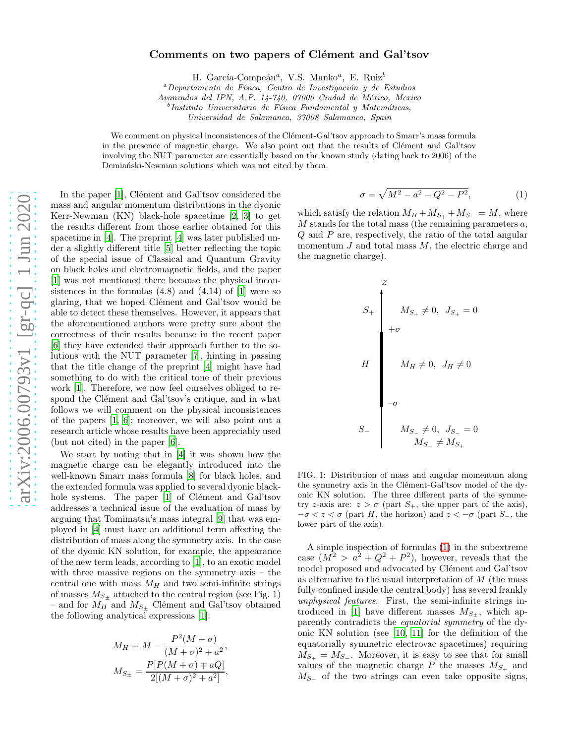# Comments on two papers of Clément and Gal'tsov

H. García-Compeán[a], V.S. Manko[a], E. Ruiz[b]

[a]*Departamento de Física, Centro de Investigación y de Estudios Avanzados del IPN, A.P. 14-740, 07000 Ciudad de México, Mexico*
[b]*Instituto Universitario de Física Fundamental y Matemáticas, Universidad de Salamanca, 37008 Salamanca, Spain*

We comment on physical inconsistences of the Clément-Gal'tsov approach to Smarr's mass formula in the presence of magnetic charge. We also point out that the results of Clément and Gal'tsov involving the NUT parameter are essentially based on the known study (dating back to 2006) of the Demiański-Newman solutions which was not cited by them.

In the paper [1], Clément and Gal'tsov considered the mass and angular momentum distributions in the dyonic Kerr-Newman (KN) black-hole spacetime [2, 3] to get the results different from those earlier obtained for this spacetime in [4]. The preprint [4] was later published under a slightly different title [5] better reflecting the topic of the special issue of Classical and Quantum Gravity on black holes and electromagnetic fields, and the paper [1] was not mentioned there because the physical inconsistences in the formulas (4.8) and (4.14) of [1] were so glaring, that we hoped Clément and Gal'tsov would be able to detect these themselves. However, it appears that the aforementioned authors were pretty sure about the correctness of their results because in the recent paper [6] they have extended their approach further to the solutions with the NUT parameter [7], hinting in passing that the title change of the preprint [4] might have had something to do with the critical tone of their previous work [1]. Therefore, we now feel ourselves obliged to respond the Clément and Gal'tsov's critique, and in what follows we will comment on the physical inconsistences of the papers [1, 6]; moreover, we will also point out a research article whose results have been appreciably used (but not cited) in the paper [6].

We start by noting that in [4] it was shown how the magnetic charge can be elegantly introduced into the well-known Smarr mass formula [8] for black holes, and the extended formula was applied to several dyonic black-hole systems. The paper [1] of Clément and Gal'tsov addresses a technical issue of the evaluation of mass by arguing that Tomimatsu's mass integral [9] that was employed in [4] must have an additional term affecting the distribution of mass along the symmetry axis. In the case of the dyonic KN solution, for example, the appearance of the new term leads, according to [1], to an exotic model with three massive regions on the symmetry axis – the central one with mass $M_H$ and two semi-infinite strings of masses $M_{S_\pm}$ attached to the central region (see Fig. 1) – and for $M_H$ and $M_{S_\pm}$ Clément and Gal'tsov obtained the following analytical expressions [1]:

$$M_H = M - \frac{P^2(M+\sigma)}{(M+\sigma)^2 + a^2},$$
$$M_{S_\pm} = \frac{P[P(M+\sigma) \mp aQ]}{2[(M+\sigma)^2 + a^2]},$$
$$\sigma = \sqrt{M^2 - a^2 - Q^2 - P^2}, \tag{1}$$

which satisfy the relation $M_H + M_{S_+} + M_{S_-} = M$, where $M$ stands for the total mass (the remaining parameters $a$, $Q$ and $P$ are, respectively, the ratio of the total angular momentum $J$ and total mass $M$, the electric charge and the magnetic charge).

FIG. 1: Distribution of mass and angular momentum along the symmetry axis in the Clément-Gal'tsov model of the dyonic KN solution. The three different parts of the symmetry $z$-axis are: $z > \sigma$ (part $S_+$, the upper part of the axis), $-\sigma < z < \sigma$ (part $H$, the horizon) and $z < -\sigma$ (part $S_-$, the lower part of the axis).

A simple inspection of formulas (1) in the subextreme case ($M^2 > a^2 + Q^2 + P^2$), however, reveals that the model proposed and advocated by Clément and Gal'tsov as alternative to the usual interpretation of $M$ (the mass fully confined inside the central body) has several frankly *unphysical features*. First, the semi-infinite strings introduced in [1] have different masses $M_{S_\pm}$, which apparently contradicts the *equatorial symmetry* of the dyonic KN solution (see [10, 11] for the definition of the equatorially symmetric electrovac spacetimes) requiring $M_{S_+} = M_{S_-}$. Moreover, it is easy to see that for small values of the magnetic charge $P$ the masses $M_{S_+}$ and $M_{S_-}$ of the two strings can even take opposite signs,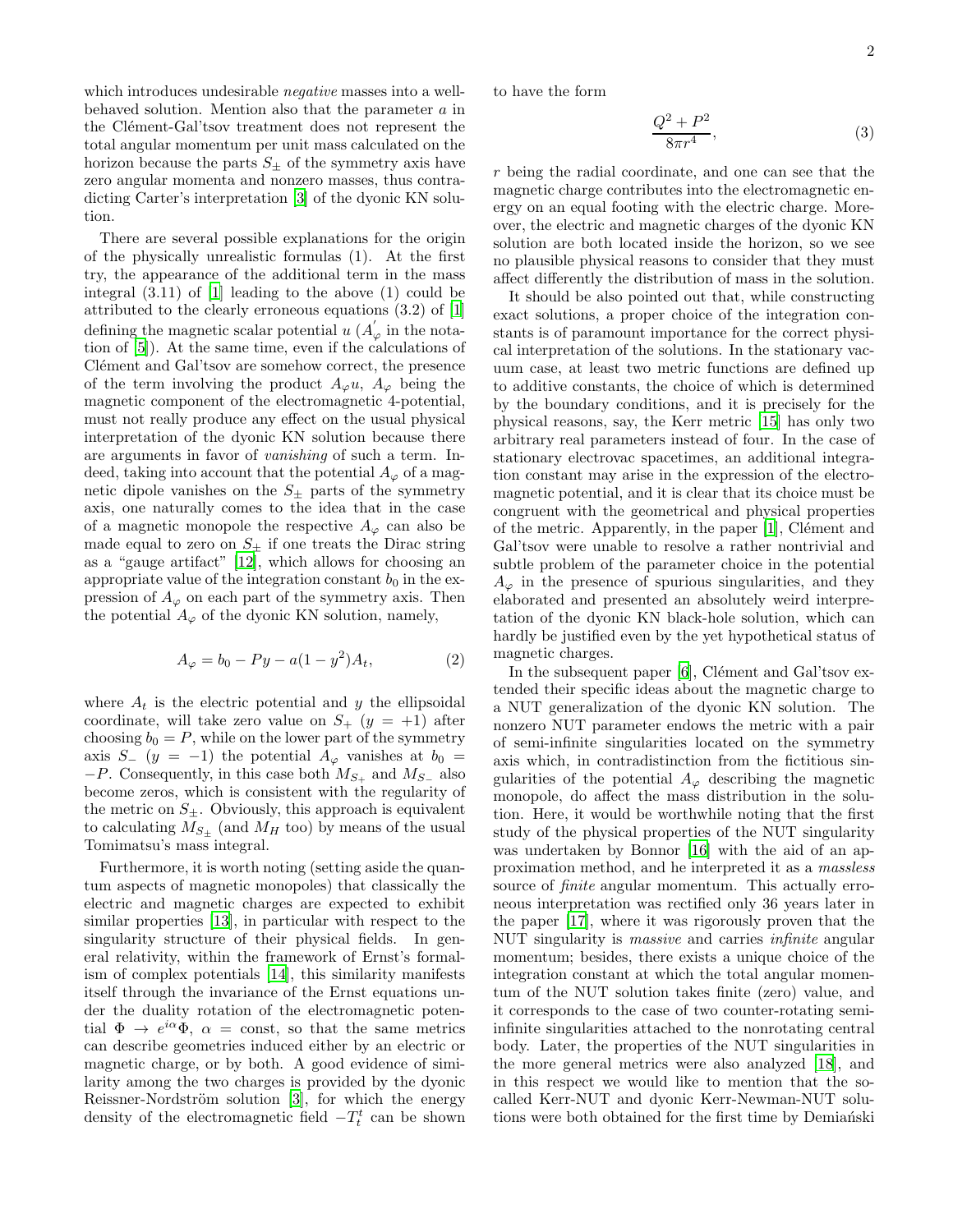which introduces undesirable *negative* masses into a well-behaved solution. Mention also that the parameter $a$ in the Clément-Gal'tsov treatment does not represent the total angular momentum per unit mass calculated on the horizon because the parts $S_\pm$ of the symmetry axis have zero angular momenta and nonzero masses, thus contradicting Carter's interpretation [3] of the dyonic KN solution.

There are several possible explanations for the origin of the physically unrealistic formulas (1). At the first try, the appearance of the additional term in the mass integral (3.11) of [1] leading to the above (1) could be attributed to the clearly erroneous equations (3.2) of [1] defining the magnetic scalar potential $u$ ($A_\varphi^{'}$ in the notation of [5]). At the same time, even if the calculations of Clément and Gal'tsov are somehow correct, the presence of the term involving the product $A_\varphi u$, $A_\varphi$ being the magnetic component of the electromagnetic 4-potential, must not really produce any effect on the usual physical interpretation of the dyonic KN solution because there are arguments in favor of *vanishing* of such a term. Indeed, taking into account that the potential $A_\varphi$ of a magnetic dipole vanishes on the $S_\pm$ parts of the symmetry axis, one naturally comes to the idea that in the case of a magnetic monopole the respective $A_\varphi$ can also be made equal to zero on $S_\pm$ if one treats the Dirac string as a "gauge artifact" [12], which allows for choosing an appropriate value of the integration constant $b_0$ in the expression of $A_\varphi$ on each part of the symmetry axis. Then the potential $A_\varphi$ of the dyonic KN solution, namely,

$$A_\varphi = b_0 - Py - a(1-y^2)A_t, \tag{2}$$

where $A_t$ is the electric potential and $y$ the ellipsoidal coordinate, will take zero value on $S_+$ ($y=+1$) after choosing $b_0 = P$, while on the lower part of the symmetry axis $S_-$ ($y=-1$) the potential $A_\varphi$ vanishes at $b_0 = -P$. Consequently, in this case both $M_{S_+}$ and $M_{S_-}$ also become zeros, which is consistent with the regularity of the metric on $S_\pm$. Obviously, this approach is equivalent to calculating $M_{S_\pm}$ (and $M_H$ too) by means of the usual Tomimatsu's mass integral.

Furthermore, it is worth noting (setting aside the quantum aspects of magnetic monopoles) that classically the electric and magnetic charges are expected to exhibit similar properties [13], in particular with respect to the singularity structure of their physical fields. In general relativity, within the framework of Ernst's formalism of complex potentials [14], this similarity manifests itself through the invariance of the Ernst equations under the duality rotation of the electromagnetic potential $\Phi \to e^{i\alpha}\Phi$, $\alpha = \text{const}$, so that the same metrics can describe geometries induced either by an electric or magnetic charge, or by both. A good evidence of similarity among the two charges is provided by the dyonic Reissner-Nordström solution [3], for which the energy density of the electromagnetic field $-T_t^t$ can be shown to have the form

$$\frac{Q^2+P^2}{8\pi r^4}, \tag{3}$$

$r$ being the radial coordinate, and one can see that the magnetic charge contributes into the electromagnetic energy on an equal footing with the electric charge. Moreover, the electric and magnetic charges of the dyonic KN solution are both located inside the horizon, so we see no plausible physical reasons to consider that they must affect differently the distribution of mass in the solution.

It should be also pointed out that, while constructing exact solutions, a proper choice of the integration constants is of paramount importance for the correct physical interpretation of the solutions. In the stationary vacuum case, at least two metric functions are defined up to additive constants, the choice of which is determined by the boundary conditions, and it is precisely for the physical reasons, say, the Kerr metric [15] has only two arbitrary real parameters instead of four. In the case of stationary electrovac spacetimes, an additional integration constant may arise in the expression of the electromagnetic potential, and it is clear that its choice must be congruent with the geometrical and physical properties of the metric. Apparently, in the paper [1], Clément and Gal'tsov were unable to resolve a rather nontrivial and subtle problem of the parameter choice in the potential $A_\varphi$ in the presence of spurious singularities, and they elaborated and presented an absolutely weird interpretation of the dyonic KN black-hole solution, which can hardly be justified even by the yet hypothetical status of magnetic charges.

In the subsequent paper [6], Clément and Gal'tsov extended their specific ideas about the magnetic charge to a NUT generalization of the dyonic KN solution. The nonzero NUT parameter endows the metric with a pair of semi-infinite singularities located on the symmetry axis which, in contradistinction from the fictitious singularities of the potential $A_\varphi$ describing the magnetic monopole, do affect the mass distribution in the solution. Here, it would be worthwhile noting that the first study of the physical properties of the NUT singularity was undertaken by Bonnor [16] with the aid of an approximation method, and he interpreted it as a *massless* source of *finite* angular momentum. This actually erroneous interpretation was rectified only 36 years later in the paper [17], where it was rigorously proven that the NUT singularity is *massive* and carries *infinite* angular momentum; besides, there exists a unique choice of the integration constant at which the total angular momentum of the NUT solution takes finite (zero) value, and it corresponds to the case of two counter-rotating semi-infinite singularities attached to the nonrotating central body. Later, the properties of the NUT singularities in the more general metrics were also analyzed [18], and in this respect we would like to mention that the so-called Kerr-NUT and dyonic Kerr-Newman-NUT solutions were both obtained for the first time by Demiański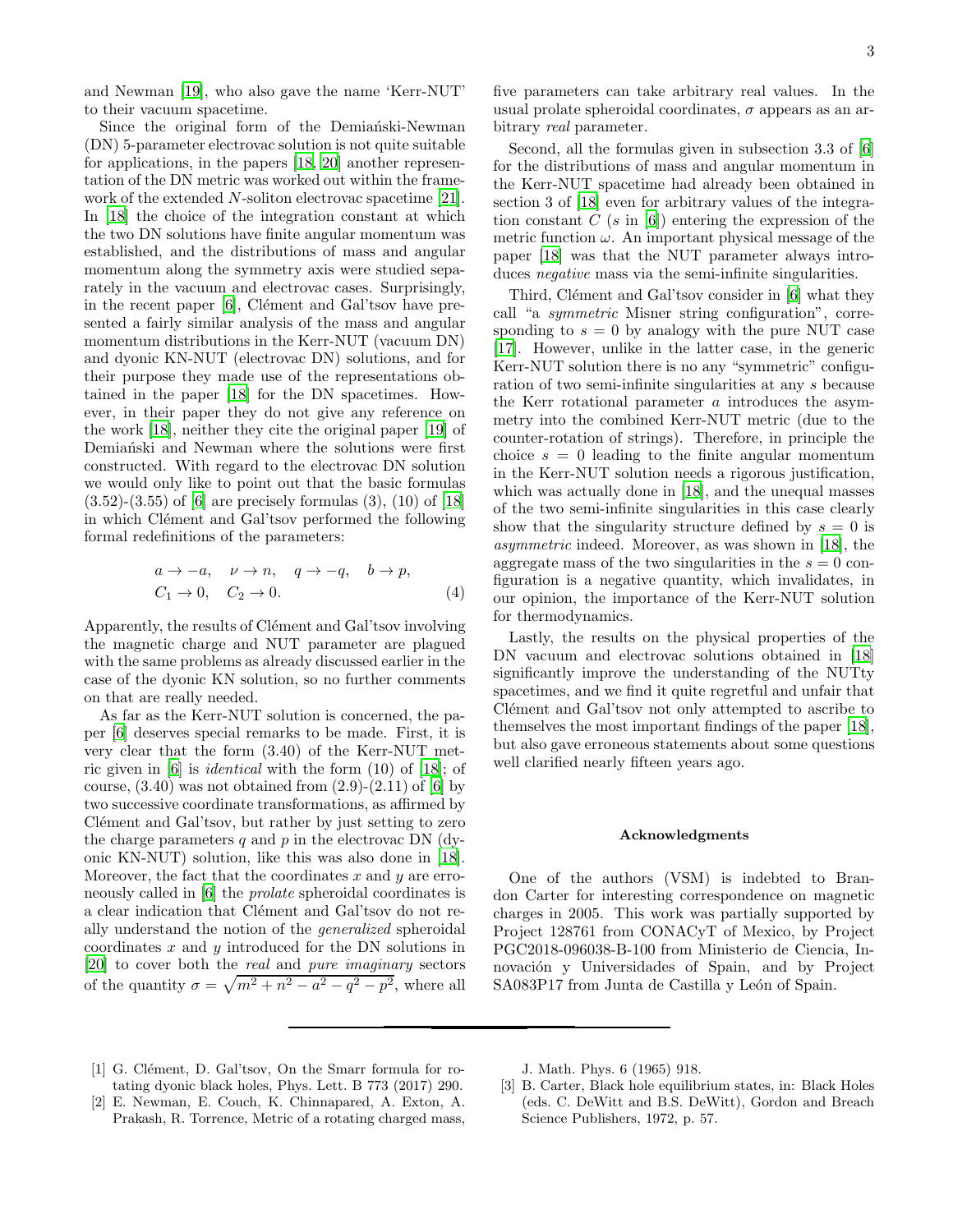and Newman [19], who also gave the name 'Kerr-NUT' to their vacuum spacetime.

Since the original form of the Demiański-Newman (DN) 5-parameter electrovac solution is not quite suitable for applications, in the papers [18, 20] another representation of the DN metric was worked out within the framework of the extended $N$-soliton electrovac spacetime [21]. In [18] the choice of the integration constant at which the two DN solutions have finite angular momentum was established, and the distributions of mass and angular momentum along the symmetry axis were studied separately in the vacuum and electrovac cases. Surprisingly, in the recent paper [6], Clément and Gal'tsov have presented a fairly similar analysis of the mass and angular momentum distributions in the Kerr-NUT (vacuum DN) and dyonic KN-NUT (electrovac DN) solutions, and for their purpose they made use of the representations obtained in the paper [18] for the DN spacetimes. However, in their paper they do not give any reference on the work [18], neither they cite the original paper [19] of Demiański and Newman where the solutions were first constructed. With regard to the electrovac DN solution we would only like to point out that the basic formulas (3.52)-(3.55) of [6] are precisely formulas (3), (10) of [18] in which Clément and Gal'tsov performed the following formal redefinitions of the parameters:

$$a \to -a, \quad \nu \to n, \quad q \to -q, \quad b \to p,$$
$$C_1 \to 0, \quad C_2 \to 0. \tag{4}$$

Apparently, the results of Clément and Gal'tsov involving the magnetic charge and NUT parameter are plagued with the same problems as already discussed earlier in the case of the dyonic KN solution, so no further comments on that are really needed.

As far as the Kerr-NUT solution is concerned, the paper [6] deserves special remarks to be made. First, it is very clear that the form (3.40) of the Kerr-NUT metric given in [6] is *identical* with the form (10) of [18]; of course, (3.40) was not obtained from (2.9)-(2.11) of [6] by two successive coordinate transformations, as affirmed by Clément and Gal'tsov, but rather by just setting to zero the charge parameters $q$ and $p$ in the electrovac DN (dyonic KN-NUT) solution, like this was also done in [18]. Moreover, the fact that the coordinates $x$ and $y$ are erroneously called in [6] the *prolate* spheroidal coordinates is a clear indication that Clément and Gal'tsov do not really understand the notion of the *generalized* spheroidal coordinates $x$ and $y$ introduced for the DN solutions in [20] to cover both the *real* and *pure imaginary* sectors of the quantity $\sigma = \sqrt{m^2 + n^2 - a^2 - q^2 - p^2}$, where all five parameters can take arbitrary real values. In the usual prolate spheroidal coordinates, $\sigma$ appears as an arbitrary *real* parameter.

Second, all the formulas given in subsection 3.3 of [6] for the distributions of mass and angular momentum in the Kerr-NUT spacetime had already been obtained in section 3 of [18] even for arbitrary values of the integration constant $C$ ($s$ in [6]) entering the expression of the metric function $\omega$. An important physical message of the paper [18] was that the NUT parameter always introduces *negative* mass via the semi-infinite singularities.

Third, Clément and Gal'tsov consider in [6] what they call "a *symmetric* Misner string configuration", corresponding to $s = 0$ by analogy with the pure NUT case [17]. However, unlike in the latter case, in the generic Kerr-NUT solution there is no any "symmetric" configuration of two semi-infinite singularities at any $s$ because the Kerr rotational parameter $a$ introduces the asymmetry into the combined Kerr-NUT metric (due to the counter-rotation of strings). Therefore, in principle the choice $s = 0$ leading to the finite angular momentum in the Kerr-NUT solution needs a rigorous justification, which was actually done in [18], and the unequal masses of the two semi-infinite singularities in this case clearly show that the singularity structure defined by $s = 0$ is *asymmetric* indeed. Moreover, as was shown in [18], the aggregate mass of the two singularities in the $s = 0$ configuration is a negative quantity, which invalidates, in our opinion, the importance of the Kerr-NUT solution for thermodynamics.

Lastly, the results on the physical properties of the DN vacuum and electrovac solutions obtained in [18] significantly improve the understanding of the NUTty spacetimes, and we find it quite regretful and unfair that Clément and Gal'tsov not only attempted to ascribe to themselves the most important findings of the paper [18], but also gave erroneous statements about some questions well clarified nearly fifteen years ago.

## Acknowledgments

One of the authors (VSM) is indebted to Brandon Carter for interesting correspondence on magnetic charges in 2005. This work was partially supported by Project 128761 from CONACyT of Mexico, by Project PGC2018-096038-B-100 from Ministerio de Ciencia, Innovación y Universidades of Spain, and by Project SA083P17 from Junta de Castilla y León of Spain.

---

[1] G. Clément, D. Gal'tsov, On the Smarr formula for rotating dyonic black holes, Phys. Lett. B 773 (2017) 290.

[2] E. Newman, E. Couch, K. Chinnapared, A. Exton, A. Prakash, R. Torrence, Metric of a rotating charged mass, J. Math. Phys. 6 (1965) 918.

[3] B. Carter, Black hole equilibrium states, in: Black Holes (eds. C. DeWitt and B.S. DeWitt), Gordon and Breach Science Publishers, 1972, p. 57.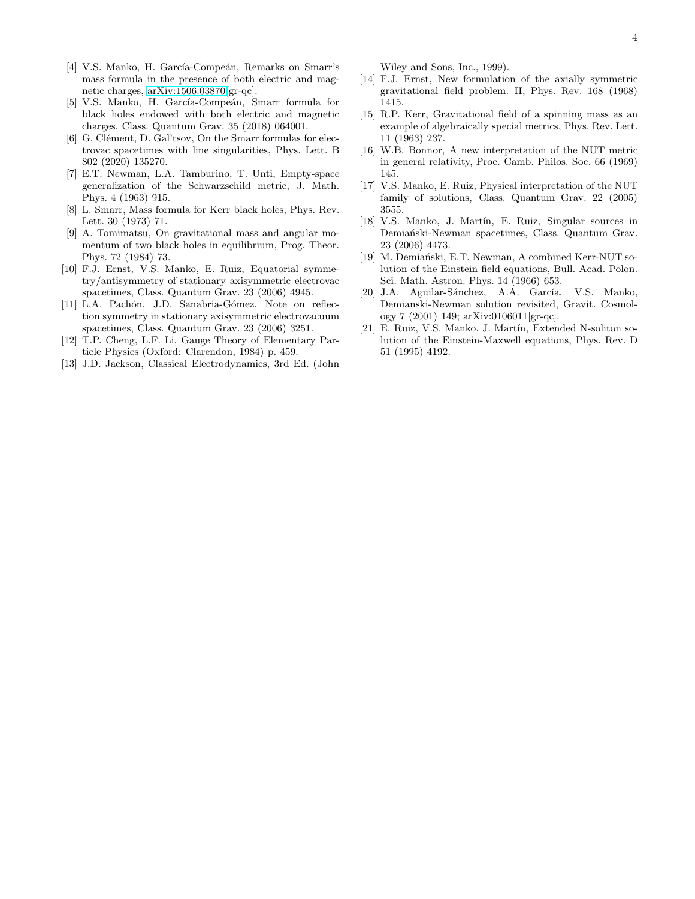[4] V.S. Manko, H. García-Compeán, Remarks on Smarr's mass formula in the presence of both electric and magnetic charges, arXiv:1506.03870[gr-qc].

[5] V.S. Manko, H. García-Compeán, Smarr formula for black holes endowed with both electric and magnetic charges, Class. Quantum Grav. 35 (2018) 064001.

[6] G. Clément, D. Gal'tsov, On the Smarr formulas for electrovac spacetimes with line singularities, Phys. Lett. B 802 (2020) 135270.

[7] E.T. Newman, L.A. Tamburino, T. Unti, Empty-space generalization of the Schwarzschild metric, J. Math. Phys. 4 (1963) 915.

[8] L. Smarr, Mass formula for Kerr black holes, Phys. Rev. Lett. 30 (1973) 71.

[9] A. Tomimatsu, On gravitational mass and angular momentum of two black holes in equilibrium, Prog. Theor. Phys. 72 (1984) 73.

[10] F.J. Ernst, V.S. Manko, E. Ruiz, Equatorial symmetry/antisymmetry of stationary axisymmetric electrovac spacetimes, Class. Quantum Grav. 23 (2006) 4945.

[11] L.A. Pachón, J.D. Sanabria-Gómez, Note on reflection symmetry in stationary axisymmetric electrovacuum spacetimes, Class. Quantum Grav. 23 (2006) 3251.

[12] T.P. Cheng, L.F. Li, Gauge Theory of Elementary Particle Physics (Oxford: Clarendon, 1984) p. 459.

[13] J.D. Jackson, Classical Electrodynamics, 3rd Ed. (John Wiley and Sons, Inc., 1999).

[14] F.J. Ernst, New formulation of the axially symmetric gravitational field problem. II, Phys. Rev. 168 (1968) 1415.

[15] R.P. Kerr, Gravitational field of a spinning mass as an example of algebraically special metrics, Phys. Rev. Lett. 11 (1963) 237.

[16] W.B. Bonnor, A new interpretation of the NUT metric in general relativity, Proc. Camb. Philos. Soc. 66 (1969) 145.

[17] V.S. Manko, E. Ruiz, Physical interpretation of the NUT family of solutions, Class. Quantum Grav. 22 (2005) 3555.

[18] V.S. Manko, J. Martín, E. Ruiz, Singular sources in Demiański-Newman spacetimes, Class. Quantum Grav. 23 (2006) 4473.

[19] M. Demiański, E.T. Newman, A combined Kerr-NUT solution of the Einstein field equations, Bull. Acad. Polon. Sci. Math. Astron. Phys. 14 (1966) 653.

[20] J.A. Aguilar-Sánchez, A.A. García, V.S. Manko, Demianski-Newman solution revisited, Gravit. Cosmology 7 (2001) 149; arXiv:0106011[gr-qc].

[21] E. Ruiz, V.S. Manko, J. Martín, Extended N-soliton solution of the Einstein-Maxwell equations, Phys. Rev. D 51 (1995) 4192.